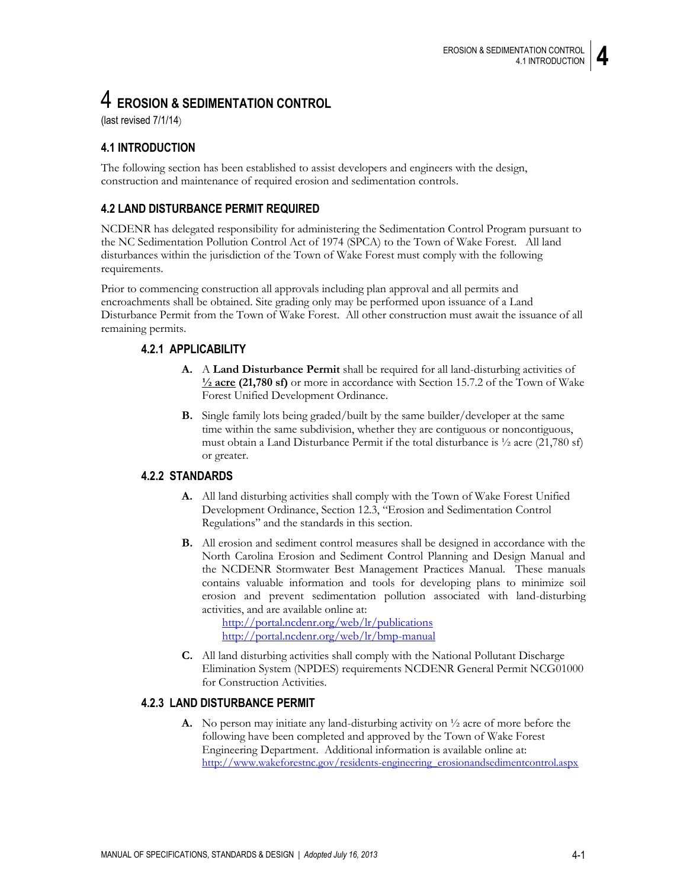# 4 EROSION & SEDIMENTATION CONTROL

(last revised 7/1/14)

## 4.1 INTRODUCTION

The following section has been established to assist developers and engineers with the design, construction and maintenance of required erosion and sedimentation controls.

## 4.2 LAND DISTURBANCE PERMIT REQUIRED

NCDENR has delegated responsibility for administering the Sedimentation Control Program pursuant to the NC Sedimentation Pollution Control Act of 1974 (SPCA) to the Town of Wake Forest. All land disturbances within the jurisdiction of the Town of Wake Forest must comply with the following requirements.

Prior to commencing construction all approvals including plan approval and all permits and encroachments shall be obtained. Site grading only may be performed upon issuance of a Land Disturbance Permit from the Town of Wake Forest. All other construction must await the issuance of all remaining permits.

### 4.2.1 APPLICABILITY

**A.** A **Land Disturbance Permit** shall be required for all land-disturbing activities of **½ acre (21,780 sf)** or more in accordance with Section 15.7.2 of the Town of Wake Forest Unified Development Ordinance.

**B.** Single family lots being graded/built by the same builder/developer at the same time within the same subdivision, whether they are contiguous or noncontiguous, must obtain a Land Disturbance Permit if the total disturbance is ½ acre (21,780 sf) or greater.

### 4.2.2 STANDARDS

**A.** All land disturbing activities shall comply with the Town of Wake Forest Unified Development Ordinance, Section 12.3, "Erosion and Sedimentation Control Regulations" and the standards in this section.

**B.** All erosion and sediment control measures shall be designed in accordance with the North Carolina Erosion and Sediment Control Planning and Design Manual and the NCDENR Stormwater Best Management Practices Manual. These manuals contains valuable information and tools for developing plans to minimize soil erosion and prevent sedimentation pollution associated with land-disturbing activities, and are available online at:
http://portal.ncdenr.org/web/lr/publications
http://portal.ncdenr.org/web/lr/bmp-manual

**C.** All land disturbing activities shall comply with the National Pollutant Discharge Elimination System (NPDES) requirements NCDENR General Permit NCG01000 for Construction Activities.

### 4.2.3 LAND DISTURBANCE PERMIT

**A.** No person may initiate any land-disturbing activity on ½ acre of more before the following have been completed and approved by the Town of Wake Forest Engineering Department. Additional information is available online at: http://www.wakeforestnc.gov/residents-engineering_erosionandsedimentcontrol.aspx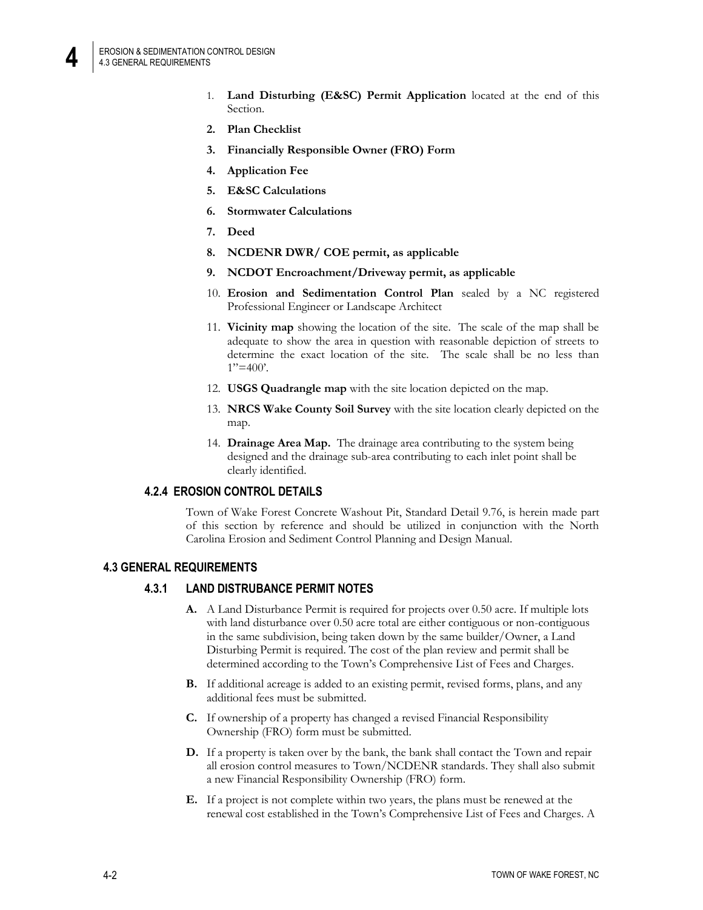1. **Land Disturbing (E&SC) Permit Application** located at the end of this Section.
2. **Plan Checklist**
3. **Financially Responsible Owner (FRO) Form**
4. **Application Fee**
5. **E&SC Calculations**
6. **Stormwater Calculations**
7. **Deed**
8. **NCDENR DWR/ COE permit, as applicable**
9. **NCDOT Encroachment/Driveway permit, as applicable**
10. **Erosion and Sedimentation Control Plan** sealed by a NC registered Professional Engineer or Landscape Architect
11. **Vicinity map** showing the location of the site. The scale of the map shall be adequate to show the area in question with reasonable depiction of streets to determine the exact location of the site. The scale shall be no less than 1"=400'.
12. **USGS Quadrangle map** with the site location depicted on the map.
13. **NRCS Wake County Soil Survey** with the site location clearly depicted on the map.
14. **Drainage Area Map.** The drainage area contributing to the system being designed and the drainage sub-area contributing to each inlet point shall be clearly identified.

### 4.2.4 EROSION CONTROL DETAILS

Town of Wake Forest Concrete Washout Pit, Standard Detail 9.76, is herein made part of this section by reference and should be utilized in conjunction with the North Carolina Erosion and Sediment Control Planning and Design Manual.

## 4.3 GENERAL REQUIREMENTS

### 4.3.1 LAND DISTRUBANCE PERMIT NOTES

**A.** A Land Disturbance Permit is required for projects over 0.50 acre. If multiple lots with land disturbance over 0.50 acre total are either contiguous or non-contiguous in the same subdivision, being taken down by the same builder/Owner, a Land Disturbing Permit is required. The cost of the plan review and permit shall be determined according to the Town's Comprehensive List of Fees and Charges.

**B.** If additional acreage is added to an existing permit, revised forms, plans, and any additional fees must be submitted.

**C.** If ownership of a property has changed a revised Financial Responsibility Ownership (FRO) form must be submitted.

**D.** If a property is taken over by the bank, the bank shall contact the Town and repair all erosion control measures to Town/NCDENR standards. They shall also submit a new Financial Responsibility Ownership (FRO) form.

**E.** If a project is not complete within two years, the plans must be renewed at the renewal cost established in the Town's Comprehensive List of Fees and Charges. A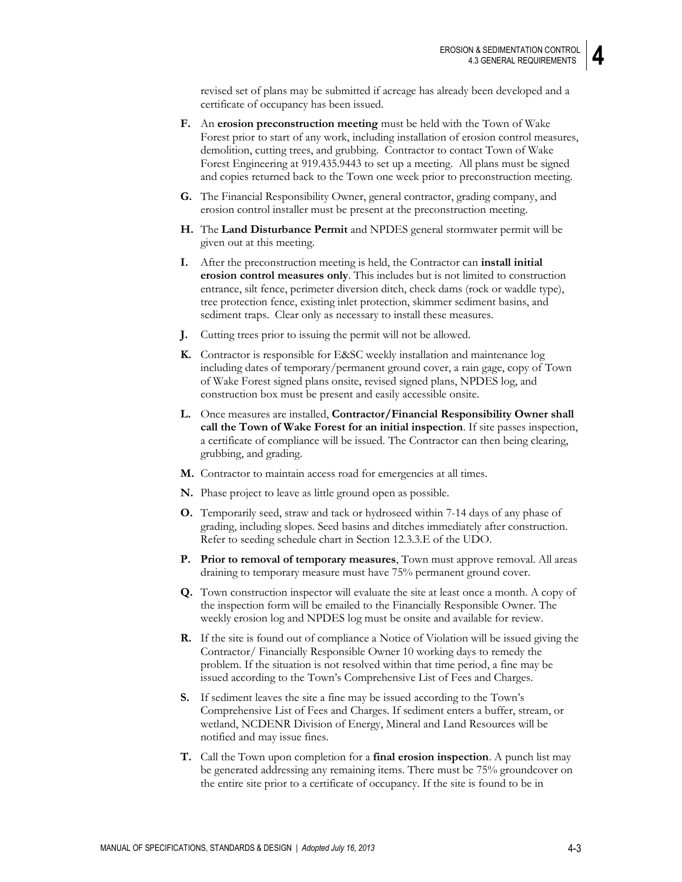revised set of plans may be submitted if acreage has already been developed and a certificate of occupancy has been issued.

**F.** An **erosion preconstruction meeting** must be held with the Town of Wake Forest prior to start of any work, including installation of erosion control measures, demolition, cutting trees, and grubbing. Contractor to contact Town of Wake Forest Engineering at 919.435.9443 to set up a meeting. All plans must be signed and copies returned back to the Town one week prior to preconstruction meeting.

**G.** The Financial Responsibility Owner, general contractor, grading company, and erosion control installer must be present at the preconstruction meeting.

**H.** The **Land Disturbance Permit** and NPDES general stormwater permit will be given out at this meeting.

**I.** After the preconstruction meeting is held, the Contractor can **install initial erosion control measures only**. This includes but is not limited to construction entrance, silt fence, perimeter diversion ditch, check dams (rock or waddle type), tree protection fence, existing inlet protection, skimmer sediment basins, and sediment traps. Clear only as necessary to install these measures.

**J.** Cutting trees prior to issuing the permit will not be allowed.

**K.** Contractor is responsible for E&SC weekly installation and maintenance log including dates of temporary/permanent ground cover, a rain gage, copy of Town of Wake Forest signed plans onsite, revised signed plans, NPDES log, and construction box must be present and easily accessible onsite.

**L.** Once measures are installed, **Contractor/Financial Responsibility Owner shall call the Town of Wake Forest for an initial inspection**. If site passes inspection, a certificate of compliance will be issued. The Contractor can then being clearing, grubbing, and grading.

**M.** Contractor to maintain access road for emergencies at all times.

**N.** Phase project to leave as little ground open as possible.

**O.** Temporarily seed, straw and tack or hydroseed within 7-14 days of any phase of grading, including slopes. Seed basins and ditches immediately after construction. Refer to seeding schedule chart in Section 12.3.3.E of the UDO.

**P.** **Prior to removal of temporary measures**, Town must approve removal. All areas draining to temporary measure must have 75% permanent ground cover.

**Q.** Town construction inspector will evaluate the site at least once a month. A copy of the inspection form will be emailed to the Financially Responsible Owner. The weekly erosion log and NPDES log must be onsite and available for review.

**R.** If the site is found out of compliance a Notice of Violation will be issued giving the Contractor/ Financially Responsible Owner 10 working days to remedy the problem. If the situation is not resolved within that time period, a fine may be issued according to the Town's Comprehensive List of Fees and Charges.

**S.** If sediment leaves the site a fine may be issued according to the Town's Comprehensive List of Fees and Charges. If sediment enters a buffer, stream, or wetland, NCDENR Division of Energy, Mineral and Land Resources will be notified and may issue fines.

**T.** Call the Town upon completion for a **final erosion inspection**. A punch list may be generated addressing any remaining items. There must be 75% groundcover on the entire site prior to a certificate of occupancy. If the site is found to be in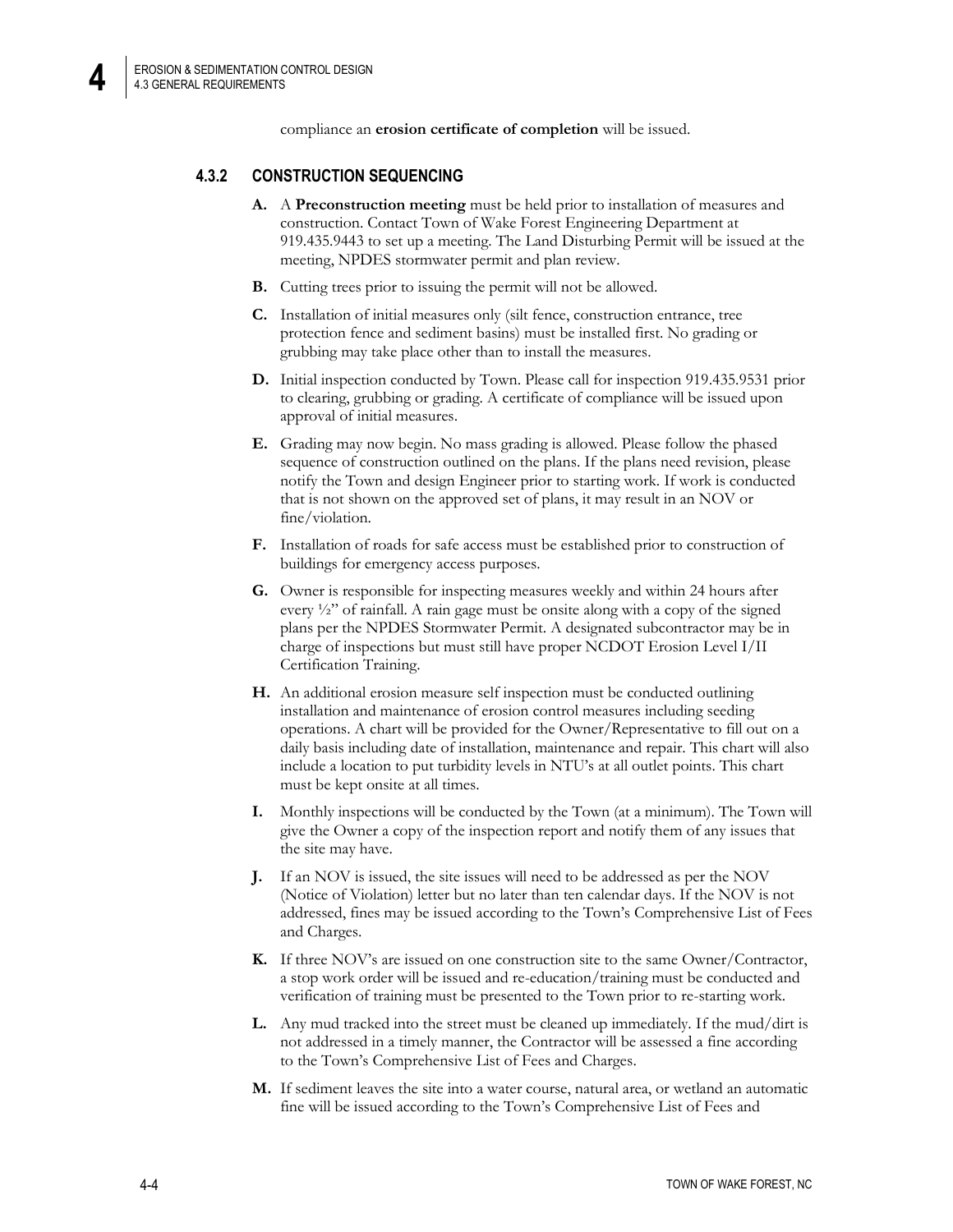compliance an **erosion certificate of completion** will be issued.

### 4.3.2 CONSTRUCTION SEQUENCING

**A.** A **Preconstruction meeting** must be held prior to installation of measures and construction. Contact Town of Wake Forest Engineering Department at 919.435.9443 to set up a meeting. The Land Disturbing Permit will be issued at the meeting, NPDES stormwater permit and plan review.

**B.** Cutting trees prior to issuing the permit will not be allowed.

**C.** Installation of initial measures only (silt fence, construction entrance, tree protection fence and sediment basins) must be installed first. No grading or grubbing may take place other than to install the measures.

**D.** Initial inspection conducted by Town. Please call for inspection 919.435.9531 prior to clearing, grubbing or grading. A certificate of compliance will be issued upon approval of initial measures.

**E.** Grading may now begin. No mass grading is allowed. Please follow the phased sequence of construction outlined on the plans. If the plans need revision, please notify the Town and design Engineer prior to starting work. If work is conducted that is not shown on the approved set of plans, it may result in an NOV or fine/violation.

**F.** Installation of roads for safe access must be established prior to construction of buildings for emergency access purposes.

**G.** Owner is responsible for inspecting measures weekly and within 24 hours after every ½" of rainfall. A rain gage must be onsite along with a copy of the signed plans per the NPDES Stormwater Permit. A designated subcontractor may be in charge of inspections but must still have proper NCDOT Erosion Level I/II Certification Training.

**H.** An additional erosion measure self inspection must be conducted outlining installation and maintenance of erosion control measures including seeding operations. A chart will be provided for the Owner/Representative to fill out on a daily basis including date of installation, maintenance and repair. This chart will also include a location to put turbidity levels in NTU's at all outlet points. This chart must be kept onsite at all times.

**I.** Monthly inspections will be conducted by the Town (at a minimum). The Town will give the Owner a copy of the inspection report and notify them of any issues that the site may have.

**J.** If an NOV is issued, the site issues will need to be addressed as per the NOV (Notice of Violation) letter but no later than ten calendar days. If the NOV is not addressed, fines may be issued according to the Town's Comprehensive List of Fees and Charges.

**K.** If three NOV's are issued on one construction site to the same Owner/Contractor, a stop work order will be issued and re-education/training must be conducted and verification of training must be presented to the Town prior to re-starting work.

**L.** Any mud tracked into the street must be cleaned up immediately. If the mud/dirt is not addressed in a timely manner, the Contractor will be assessed a fine according to the Town's Comprehensive List of Fees and Charges.

**M.** If sediment leaves the site into a water course, natural area, or wetland an automatic fine will be issued according to the Town's Comprehensive List of Fees and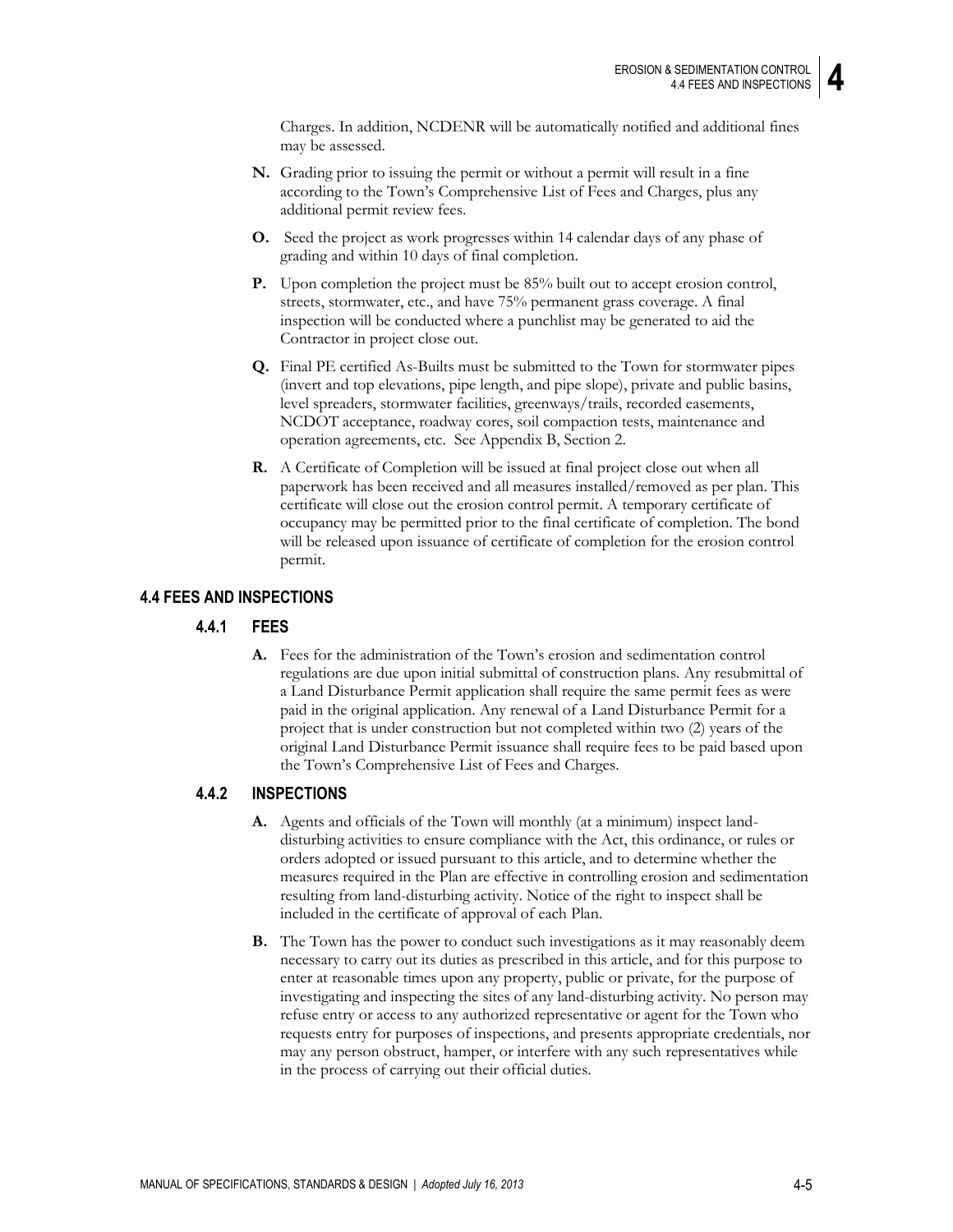Charges. In addition, NCDENR will be automatically notified and additional fines may be assessed.

**N.** Grading prior to issuing the permit or without a permit will result in a fine according to the Town's Comprehensive List of Fees and Charges, plus any additional permit review fees.

**O.** Seed the project as work progresses within 14 calendar days of any phase of grading and within 10 days of final completion.

**P.** Upon completion the project must be 85% built out to accept erosion control, streets, stormwater, etc., and have 75% permanent grass coverage. A final inspection will be conducted where a punchlist may be generated to aid the Contractor in project close out.

**Q.** Final PE certified As-Builts must be submitted to the Town for stormwater pipes (invert and top elevations, pipe length, and pipe slope), private and public basins, level spreaders, stormwater facilities, greenways/trails, recorded easements, NCDOT acceptance, roadway cores, soil compaction tests, maintenance and operation agreements, etc. See Appendix B, Section 2.

**R.** A Certificate of Completion will be issued at final project close out when all paperwork has been received and all measures installed/removed as per plan. This certificate will close out the erosion control permit. A temporary certificate of occupancy may be permitted prior to the final certificate of completion. The bond will be released upon issuance of certificate of completion for the erosion control permit.

## 4.4 FEES AND INSPECTIONS

### 4.4.1 FEES

**A.** Fees for the administration of the Town's erosion and sedimentation control regulations are due upon initial submittal of construction plans. Any resubmittal of a Land Disturbance Permit application shall require the same permit fees as were paid in the original application. Any renewal of a Land Disturbance Permit for a project that is under construction but not completed within two (2) years of the original Land Disturbance Permit issuance shall require fees to be paid based upon the Town's Comprehensive List of Fees and Charges.

### 4.4.2 INSPECTIONS

**A.** Agents and officials of the Town will monthly (at a minimum) inspect land-disturbing activities to ensure compliance with the Act, this ordinance, or rules or orders adopted or issued pursuant to this article, and to determine whether the measures required in the Plan are effective in controlling erosion and sedimentation resulting from land-disturbing activity. Notice of the right to inspect shall be included in the certificate of approval of each Plan.

**B.** The Town has the power to conduct such investigations as it may reasonably deem necessary to carry out its duties as prescribed in this article, and for this purpose to enter at reasonable times upon any property, public or private, for the purpose of investigating and inspecting the sites of any land-disturbing activity. No person may refuse entry or access to any authorized representative or agent for the Town who requests entry for purposes of inspections, and presents appropriate credentials, nor may any person obstruct, hamper, or interfere with any such representatives while in the process of carrying out their official duties.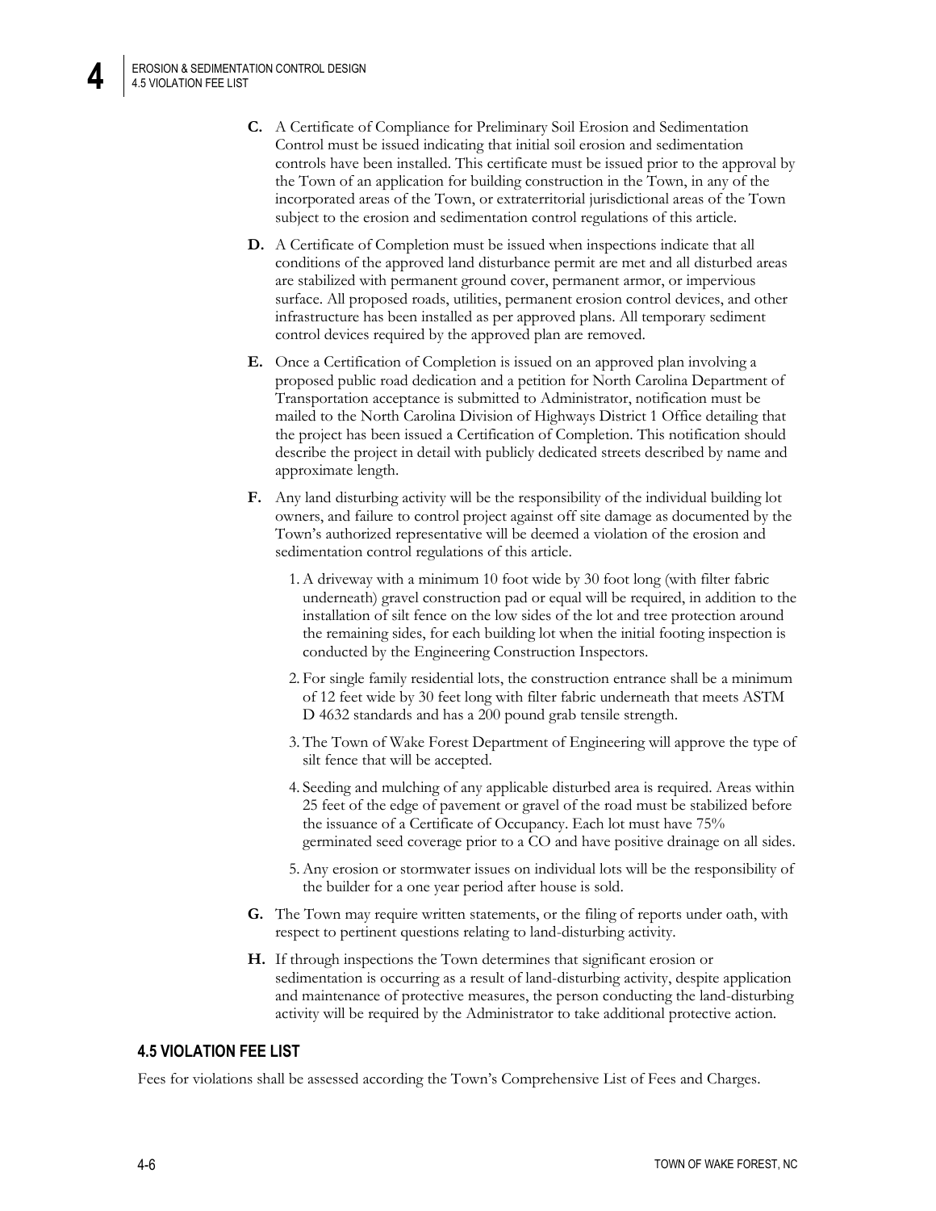**C.** A Certificate of Compliance for Preliminary Soil Erosion and Sedimentation Control must be issued indicating that initial soil erosion and sedimentation controls have been installed. This certificate must be issued prior to the approval by the Town of an application for building construction in the Town, in any of the incorporated areas of the Town, or extraterritorial jurisdictional areas of the Town subject to the erosion and sedimentation control regulations of this article.

**D.** A Certificate of Completion must be issued when inspections indicate that all conditions of the approved land disturbance permit are met and all disturbed areas are stabilized with permanent ground cover, permanent armor, or impervious surface. All proposed roads, utilities, permanent erosion control devices, and other infrastructure has been installed as per approved plans. All temporary sediment control devices required by the approved plan are removed.

**E.** Once a Certification of Completion is issued on an approved plan involving a proposed public road dedication and a petition for North Carolina Department of Transportation acceptance is submitted to Administrator, notification must be mailed to the North Carolina Division of Highways District 1 Office detailing that the project has been issued a Certification of Completion. This notification should describe the project in detail with publicly dedicated streets described by name and approximate length.

**F.** Any land disturbing activity will be the responsibility of the individual building lot owners, and failure to control project against off site damage as documented by the Town's authorized representative will be deemed a violation of the erosion and sedimentation control regulations of this article.

1. A driveway with a minimum 10 foot wide by 30 foot long (with filter fabric underneath) gravel construction pad or equal will be required, in addition to the installation of silt fence on the low sides of the lot and tree protection around the remaining sides, for each building lot when the initial footing inspection is conducted by the Engineering Construction Inspectors.
2. For single family residential lots, the construction entrance shall be a minimum of 12 feet wide by 30 feet long with filter fabric underneath that meets ASTM D 4632 standards and has a 200 pound grab tensile strength.
3. The Town of Wake Forest Department of Engineering will approve the type of silt fence that will be accepted.
4. Seeding and mulching of any applicable disturbed area is required. Areas within 25 feet of the edge of pavement or gravel of the road must be stabilized before the issuance of a Certificate of Occupancy. Each lot must have 75% germinated seed coverage prior to a CO and have positive drainage on all sides.
5. Any erosion or stormwater issues on individual lots will be the responsibility of the builder for a one year period after house is sold.

**G.** The Town may require written statements, or the filing of reports under oath, with respect to pertinent questions relating to land-disturbing activity.

**H.** If through inspections the Town determines that significant erosion or sedimentation is occurring as a result of land-disturbing activity, despite application and maintenance of protective measures, the person conducting the land-disturbing activity will be required by the Administrator to take additional protective action.

## 4.5 VIOLATION FEE LIST

Fees for violations shall be assessed according the Town's Comprehensive List of Fees and Charges.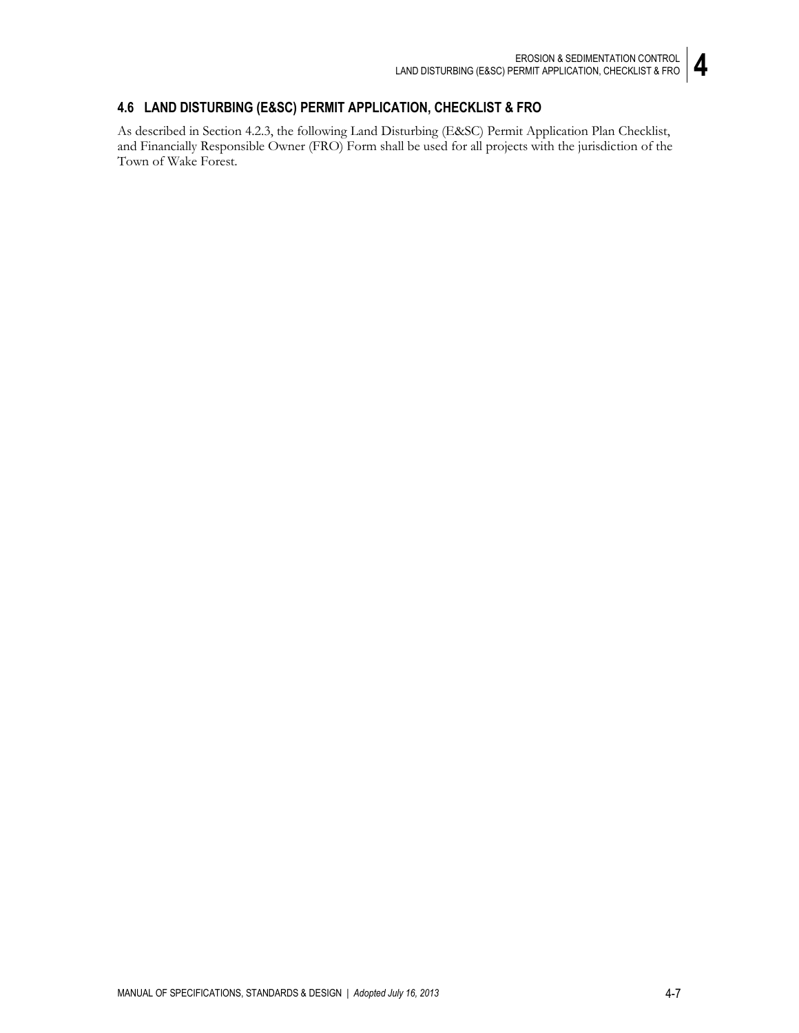## 4.6 LAND DISTURBING (E&SC) PERMIT APPLICATION, CHECKLIST & FRO

As described in Section 4.2.3, the following Land Disturbing (E&SC) Permit Application Plan Checklist, and Financially Responsible Owner (FRO) Form shall be used for all projects with the jurisdiction of the Town of Wake Forest.